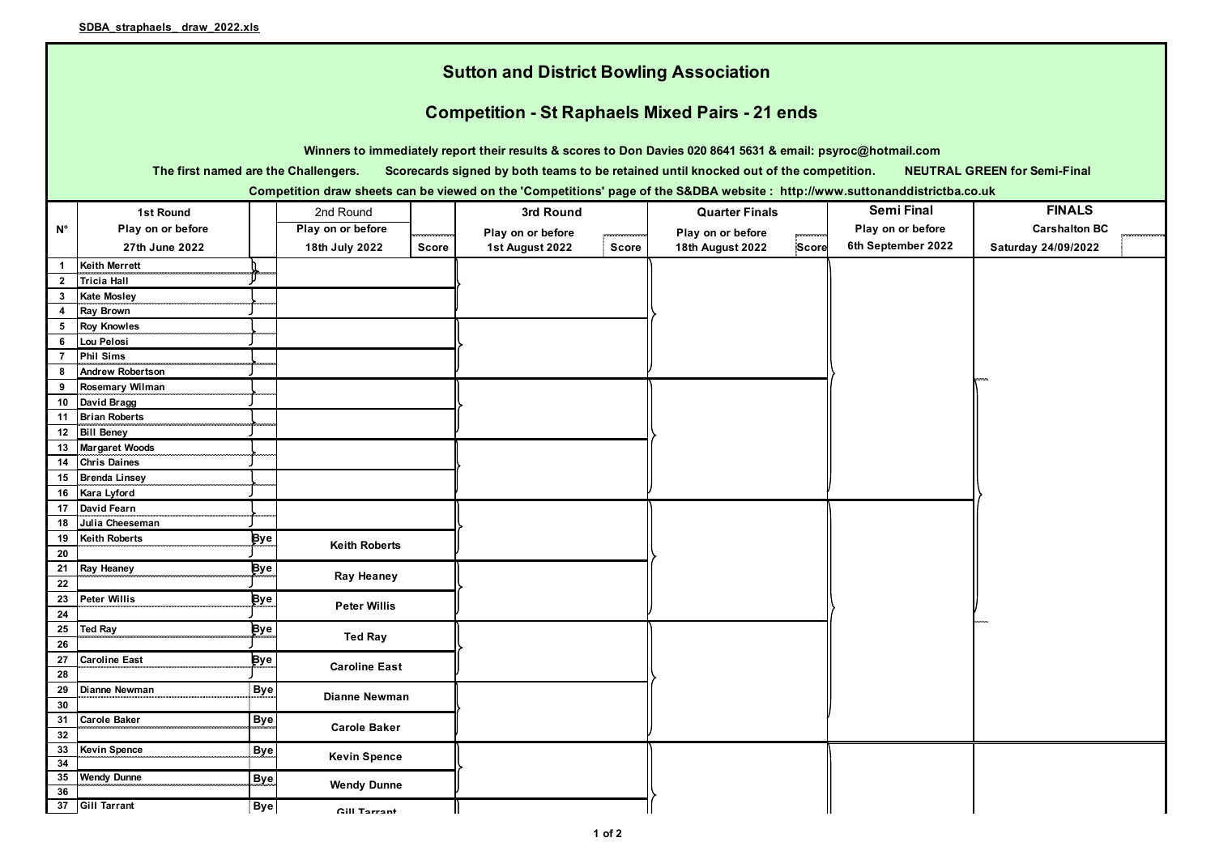SDBA_straphaels_ draw_2022.xls

# Sutton and District Bowling Association

## Competition - St Raphaels Mixed Pairs - 21 ends

**Winners to immediately report their results & scores to Don Davies 020 8641 5631 & email: psyroc@hotmail.com**

**The first named are the Challengers. Scorecards signed by both teams to be retained until knocked out of the competition. NEUTRAL GREEN for Semi-Final**

**Competition draw sheets can be viewed on the 'Competitions' page of the S&DBA website : http://www.suttonanddistrictba.co.uk**

| N° | 1st Round Play on or before 27th June 2022 | | 2nd Round Play on or before 18th July 2022 | Score | 3rd Round Play on or before 1st August 2022 | Score | Quarter Finals Play on or before 18th August 2022 | Score | Semi Final Play on or before 6th September 2022 | FINALS Carshalton BC Saturday 24/09/2022 |
|---|---|---|---|---|---|---|---|---|---|---|
| 1 | Keith Merrett | | | | | | | | | |
| 2 | Tricia Hall | | | | | | | | | |
| 3 | Kate Mosley | | | | | | | | | |
| 4 | Ray Brown | | | | | | | | | |
| 5 | Roy Knowles | | | | | | | | | |
| 6 | Lou Pelosi | | | | | | | | | |
| 7 | Phil Sims | | | | | | | | | |
| 8 | Andrew Robertson | | | | | | | | | |
| 9 | Rosemary Wilman | | | | | | | | | |
| 10 | David Bragg | | | | | | | | | |
| 11 | Brian Roberts | | | | | | | | | |
| 12 | Bill Beney | | | | | | | | | |
| 13 | Margaret Woods | | | | | | | | | |
| 14 | Chris Daines | | | | | | | | | |
| 15 | Brenda Linsey | | | | | | | | | |
| 16 | Kara Lyford | | | | | | | | | |
| 17 | David Fearn | | | | | | | | | |
| 18 | Julia Cheeseman | | | | | | | | | |
| 19 | Keith Roberts | Bye | Keith Roberts | | | | | | | |
| 20 | | | | | | | | | | |
| 21 | Ray Heaney | Bye | Ray Heaney | | | | | | | |
| 22 | | | | | | | | | | |
| 23 | Peter Willis | Bye | Peter Willis | | | | | | | |
| 24 | | | | | | | | | | |
| 25 | Ted Ray | Bye | Ted Ray | | | | | | | |
| 26 | | | | | | | | | | |
| 27 | Caroline East | Bye | Caroline East | | | | | | | |
| 28 | | | | | | | | | | |
| 29 | Dianne Newman | Bye | Dianne Newman | | | | | | | |
| 30 | | | | | | | | | | |
| 31 | Carole Baker | Bye | Carole Baker | | | | | | | |
| 32 | | | | | | | | | | |
| 33 | Kevin Spence | Bye | Kevin Spence | | | | | | | |
| 34 | | | | | | | | | | |
| 35 | Wendy Dunne | Bye | Wendy Dunne | | | | | | | |
| 36 | | | | | | | | | | |
| 37 | Gill Tarrant | Bye | Gill Tarrant | | | | | | | |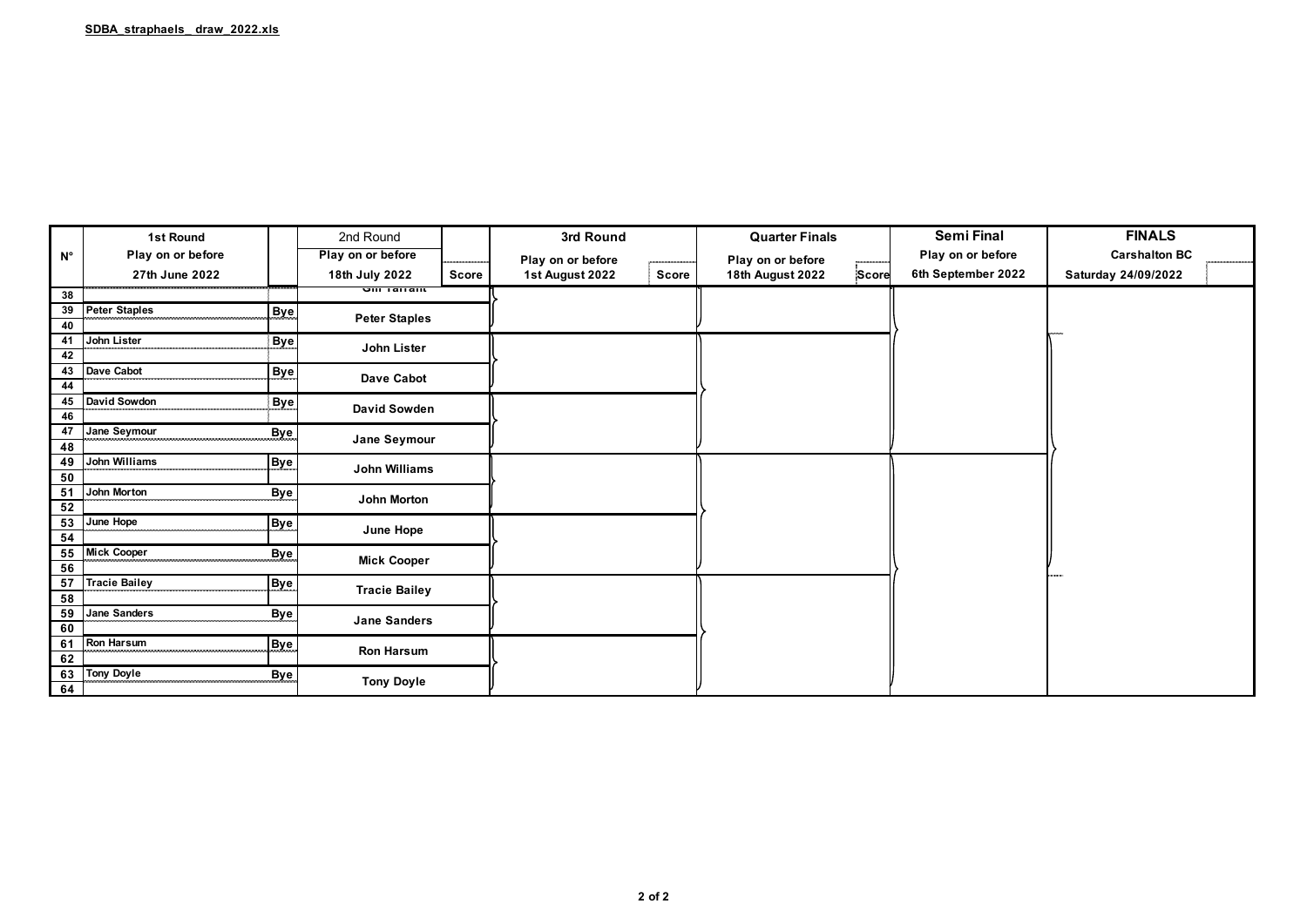SDBA_straphaels_ draw_2022.xls

| N° | 1st Round Play on or before 27th June 2022 | | 2nd Round Play on or before 18th July 2022 | Score | 3rd Round Play on or before 1st August 2022 | Score | Quarter Finals Play on or before 18th August 2022 | Score | Semi Final Play on or before 6th September 2022 | FINALS Carshalton BC Saturday 24/09/2022 | |
|---|---|---|---|---|---|---|---|---|---|---|---|
| 38 | | | Gill Tarrant | | | | | | | | |
| 39 | Peter Staples | Bye | Peter Staples | | | | | | | | |
| 40 | | | | | | | | | | | |
| 41 | John Lister | Bye | John Lister | | | | | | | | |
| 42 | | | | | | | | | | | |
| 43 | Dave Cabot | Bye | Dave Cabot | | | | | | | | |
| 44 | | | | | | | | | | | |
| 45 | David Sowdon | Bye | David Sowden | | | | | | | | |
| 46 | | | | | | | | | | | |
| 47 | Jane Seymour | Bye | Jane Seymour | | | | | | | | |
| 48 | | | | | | | | | | | |
| 49 | John Williams | Bye | John Williams | | | | | | | | |
| 50 | | | | | | | | | | | |
| 51 | John Morton | Bye | John Morton | | | | | | | | |
| 52 | | | | | | | | | | | |
| 53 | June Hope | Bye | June Hope | | | | | | | | |
| 54 | | | | | | | | | | | |
| 55 | Mick Cooper | Bye | Mick Cooper | | | | | | | | |
| 56 | | | | | | | | | | | |
| 57 | Tracie Bailey | Bye | Tracie Bailey | | | | | | | | |
| 58 | | | | | | | | | | | |
| 59 | Jane Sanders | Bye | Jane Sanders | | | | | | | | |
| 60 | | | | | | | | | | | |
| 61 | Ron Harsum | Bye | Ron Harsum | | | | | | | | |
| 62 | | | | | | | | | | | |
| 63 | Tony Doyle | Bye | Tony Doyle | | | | | | | | |
| 64 | | | | | | | | | | | |